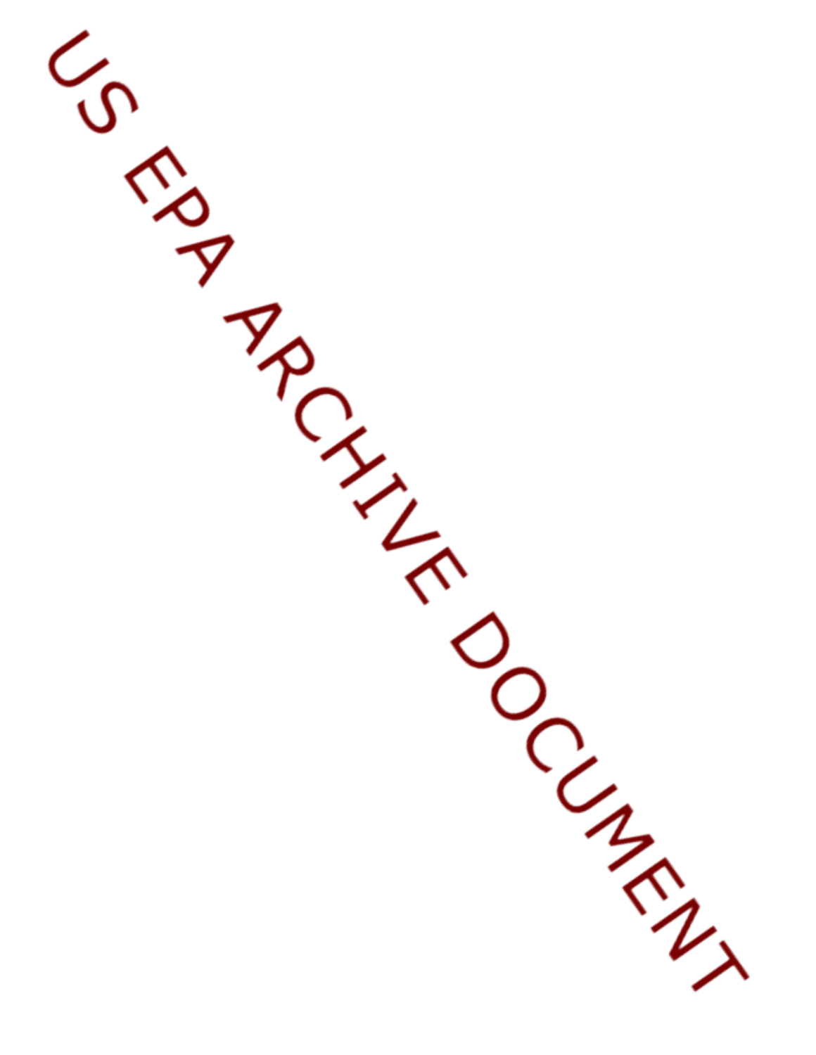US EPA ARCHIVE DOCUMENT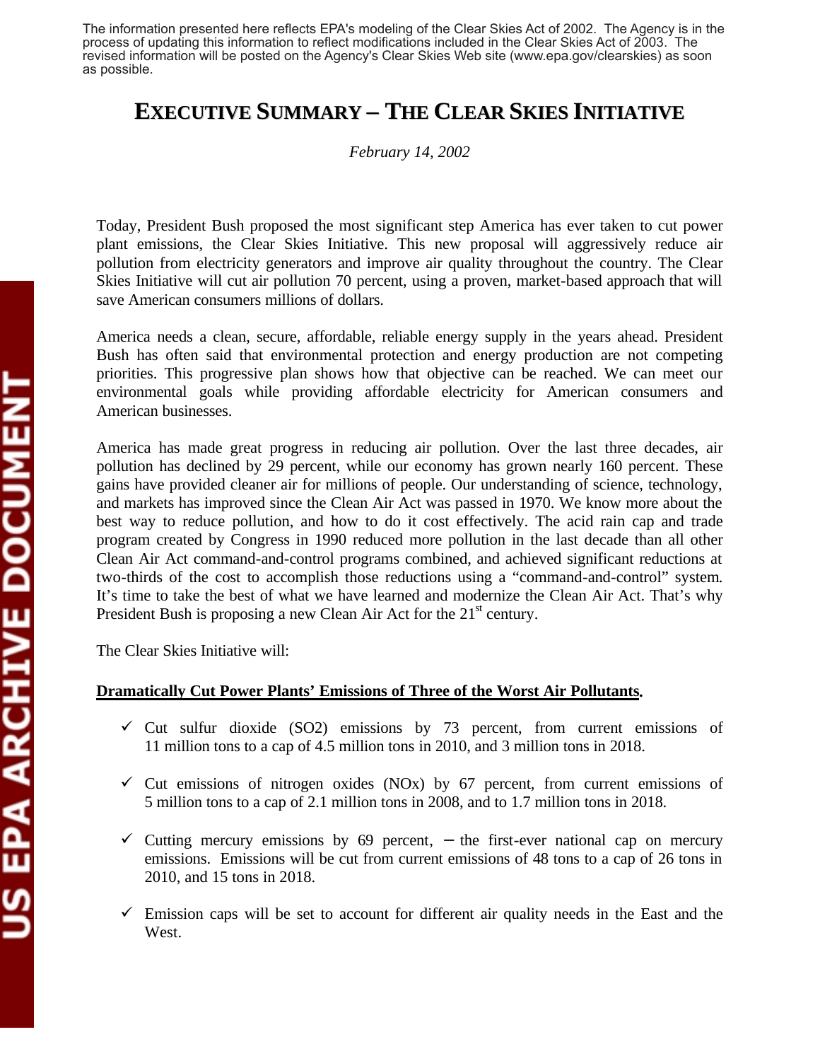The information presented here reflects EPA's modeling of the Clear Skies Act of 2002. The Agency is in the process of updating this information to reflect modifications included in the Clear Skies Act of 2003. The revised information will be posted on the Agency's Clear Skies Web site (www.epa.gov/clearskies) as soon as possible.

# EXECUTIVE SUMMARY – THE CLEAR SKIES INITIATIVE

*February 14, 2002*

Today, President Bush proposed the most significant step America has ever taken to cut power plant emissions, the Clear Skies Initiative. This new proposal will aggressively reduce air pollution from electricity generators and improve air quality throughout the country. The Clear Skies Initiative will cut air pollution 70 percent, using a proven, market-based approach that will save American consumers millions of dollars.

America needs a clean, secure, affordable, reliable energy supply in the years ahead. President Bush has often said that environmental protection and energy production are not competing priorities. This progressive plan shows how that objective can be reached. We can meet our environmental goals while providing affordable electricity for American consumers and American businesses.

America has made great progress in reducing air pollution. Over the last three decades, air pollution has declined by 29 percent, while our economy has grown nearly 160 percent. These gains have provided cleaner air for millions of people. Our understanding of science, technology, and markets has improved since the Clean Air Act was passed in 1970. We know more about the best way to reduce pollution, and how to do it cost effectively. The acid rain cap and trade program created by Congress in 1990 reduced more pollution in the last decade than all other Clean Air Act command-and-control programs combined, and achieved significant reductions at two-thirds of the cost to accomplish those reductions using a "command-and-control" system. It's time to take the best of what we have learned and modernize the Clean Air Act. That's why President Bush is proposing a new Clean Air Act for the 21st century.

The Clear Skies Initiative will:

**Dramatically Cut Power Plants' Emissions of Three of the Worst Air Pollutants.**

- ✓ Cut sulfur dioxide ($SO_2$) emissions by 73 percent, from current emissions of 11 million tons to a cap of 4.5 million tons in 2010, and 3 million tons in 2018.
- ✓ Cut emissions of nitrogen oxides ($NO_x$) by 67 percent, from current emissions of 5 million tons to a cap of 2.1 million tons in 2008, and to 1.7 million tons in 2018.
- ✓ Cutting mercury emissions by 69 percent, – the first-ever national cap on mercury emissions. Emissions will be cut from current emissions of 48 tons to a cap of 26 tons in 2010, and 15 tons in 2018.
- ✓ Emission caps will be set to account for different air quality needs in the East and the West.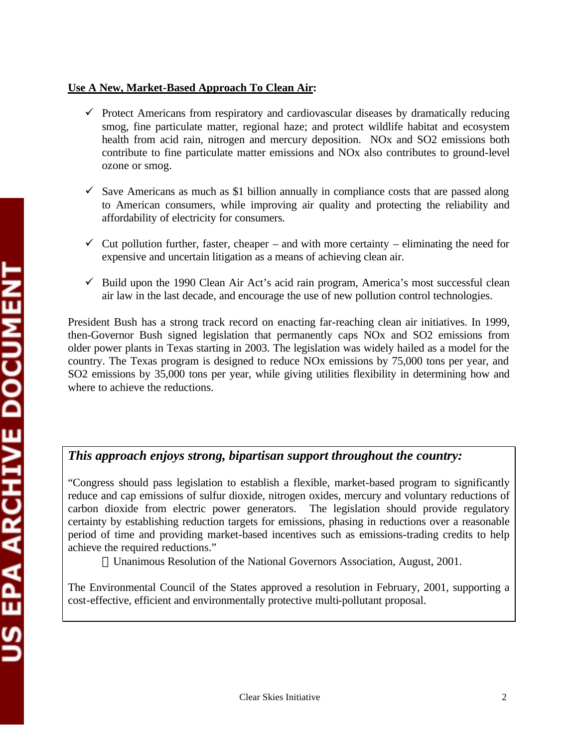**<u>Use A New, Market-Based Approach To Clean Air</u>:**

- ✓ Protect Americans from respiratory and cardiovascular diseases by dramatically reducing smog, fine particulate matter, regional haze; and protect wildlife habitat and ecosystem health from acid rain, nitrogen and mercury deposition. NOx and $SO_2$ emissions both contribute to fine particulate matter emissions and NOx also contributes to ground-level ozone or smog.

- ✓ Save Americans as much as $1 billion annually in compliance costs that are passed along to American consumers, while improving air quality and protecting the reliability and affordability of electricity for consumers.

- ✓ Cut pollution further, faster, cheaper – and with more certainty – eliminating the need for expensive and uncertain litigation as a means of achieving clean air.

- ✓ Build upon the 1990 Clean Air Act's acid rain program, America's most successful clean air law in the last decade, and encourage the use of new pollution control technologies.

President Bush has a strong track record on enacting far-reaching clean air initiatives. In 1999, then-Governor Bush signed legislation that permanently caps NOx and $SO_2$ emissions from older power plants in Texas starting in 2003. The legislation was widely hailed as a model for the country. The Texas program is designed to reduce NOx emissions by 75,000 tons per year, and $SO_2$ emissions by 35,000 tons per year, while giving utilities flexibility in determining how and where to achieve the reductions.

***This approach enjoys strong, bipartisan support throughout the country:***

"Congress should pass legislation to establish a flexible, market-based program to significantly reduce and cap emissions of sulfur dioxide, nitrogen oxides, mercury and voluntary reductions of carbon dioxide from electric power generators. The legislation should provide regulatory certainty by establishing reduction targets for emissions, phasing in reductions over a reasonable period of time and providing market-based incentives such as emissions-trading credits to help achieve the required reductions."

— Unanimous Resolution of the National Governors Association, August, 2001.

The Environmental Council of the States approved a resolution in February, 2001, supporting a cost-effective, efficient and environmentally protective multi-pollutant proposal.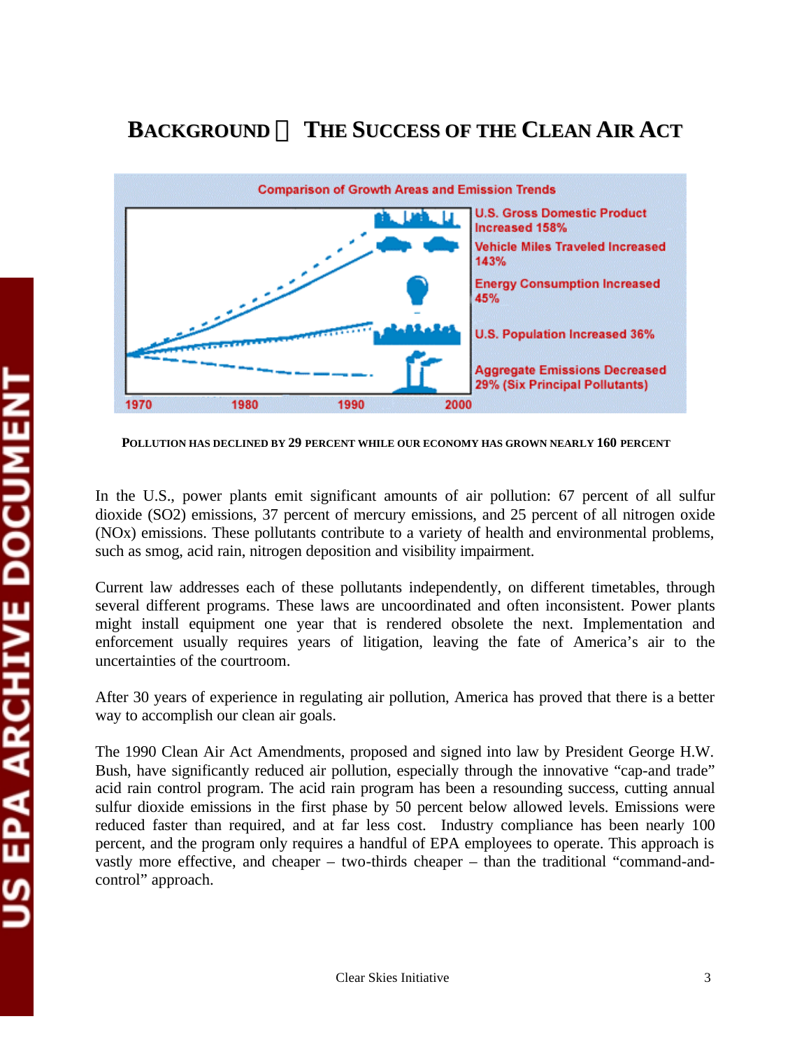## BACKGROUND  THE SUCCESS OF THE CLEAN AIR ACT

Comparison of Growth Areas and Emission Trends

U.S. Gross Domestic Product Increased 158%

Vehicle Miles Traveled Increased 143%

Energy Consumption Increased 45%

U.S. Population Increased 36%

Aggregate Emissions Decreased 29% (Six Principal Pollutants)

1970 1980 1990 2000

**POLLUTION HAS DECLINED BY 29 PERCENT WHILE OUR ECONOMY HAS GROWN NEARLY 160 PERCENT**

In the U.S., power plants emit significant amounts of air pollution: 67 percent of all sulfur dioxide ($SO_2$) emissions, 37 percent of mercury emissions, and 25 percent of all nitrogen oxide ($NO_x$) emissions. These pollutants contribute to a variety of health and environmental problems, such as smog, acid rain, nitrogen deposition and visibility impairment.

Current law addresses each of these pollutants independently, on different timetables, through several different programs. These laws are uncoordinated and often inconsistent. Power plants might install equipment one year that is rendered obsolete the next. Implementation and enforcement usually requires years of litigation, leaving the fate of America's air to the uncertainties of the courtroom.

After 30 years of experience in regulating air pollution, America has proved that there is a better way to accomplish our clean air goals.

The 1990 Clean Air Act Amendments, proposed and signed into law by President George H.W. Bush, have significantly reduced air pollution, especially through the innovative "cap-and trade" acid rain control program. The acid rain program has been a resounding success, cutting annual sulfur dioxide emissions in the first phase by 50 percent below allowed levels. Emissions were reduced faster than required, and at far less cost. Industry compliance has been nearly 100 percent, and the program only requires a handful of EPA employees to operate. This approach is vastly more effective, and cheaper – two-thirds cheaper – than the traditional "command-and-control" approach.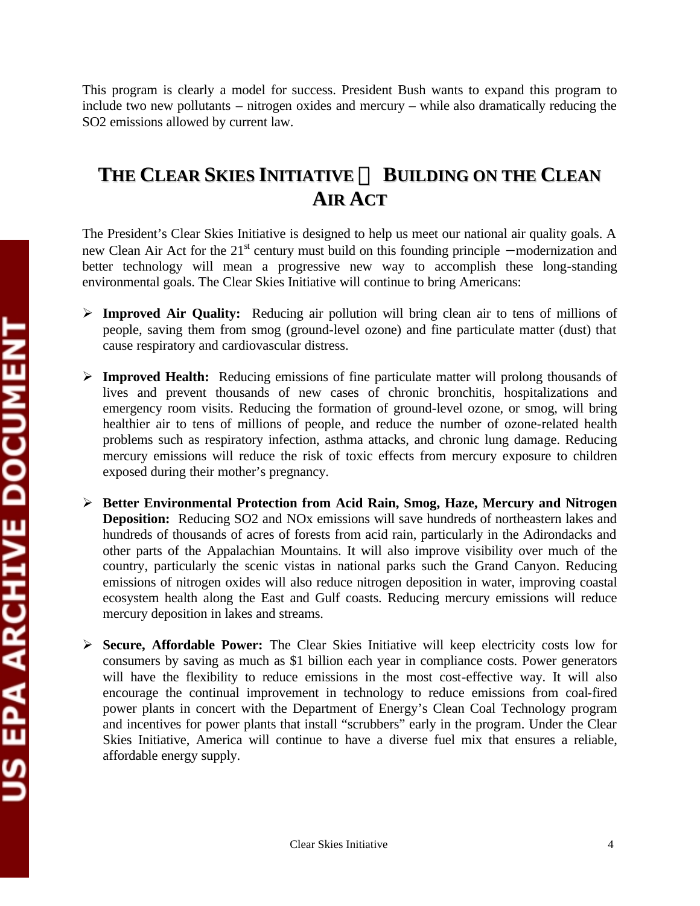This program is clearly a model for success. President Bush wants to expand this program to include two new pollutants – nitrogen oxides and mercury – while also dramatically reducing the SO2 emissions allowed by current law.

## THE CLEAR SKIES INITIATIVE – BUILDING ON THE CLEAN AIR ACT

The President's Clear Skies Initiative is designed to help us meet our national air quality goals. A new Clean Air Act for the 21st century must build on this founding principle – modernization and better technology will mean a progressive new way to accomplish these long-standing environmental goals. The Clear Skies Initiative will continue to bring Americans:

- **Improved Air Quality:** Reducing air pollution will bring clean air to tens of millions of people, saving them from smog (ground-level ozone) and fine particulate matter (dust) that cause respiratory and cardiovascular distress.

- **Improved Health:** Reducing emissions of fine particulate matter will prolong thousands of lives and prevent thousands of new cases of chronic bronchitis, hospitalizations and emergency room visits. Reducing the formation of ground-level ozone, or smog, will bring healthier air to tens of millions of people, and reduce the number of ozone-related health problems such as respiratory infection, asthma attacks, and chronic lung damage. Reducing mercury emissions will reduce the risk of toxic effects from mercury exposure to children exposed during their mother's pregnancy.

- **Better Environmental Protection from Acid Rain, Smog, Haze, Mercury and Nitrogen Deposition:** Reducing SO2 and NOx emissions will save hundreds of northeastern lakes and hundreds of thousands of acres of forests from acid rain, particularly in the Adirondacks and other parts of the Appalachian Mountains. It will also improve visibility over much of the country, particularly the scenic vistas in national parks such the Grand Canyon. Reducing emissions of nitrogen oxides will also reduce nitrogen deposition in water, improving coastal ecosystem health along the East and Gulf coasts. Reducing mercury emissions will reduce mercury deposition in lakes and streams.

- **Secure, Affordable Power:** The Clear Skies Initiative will keep electricity costs low for consumers by saving as much as $1 billion each year in compliance costs. Power generators will have the flexibility to reduce emissions in the most cost-effective way. It will also encourage the continual improvement in technology to reduce emissions from coal-fired power plants in concert with the Department of Energy's Clean Coal Technology program and incentives for power plants that install "scrubbers" early in the program. Under the Clear Skies Initiative, America will continue to have a diverse fuel mix that ensures a reliable, affordable energy supply.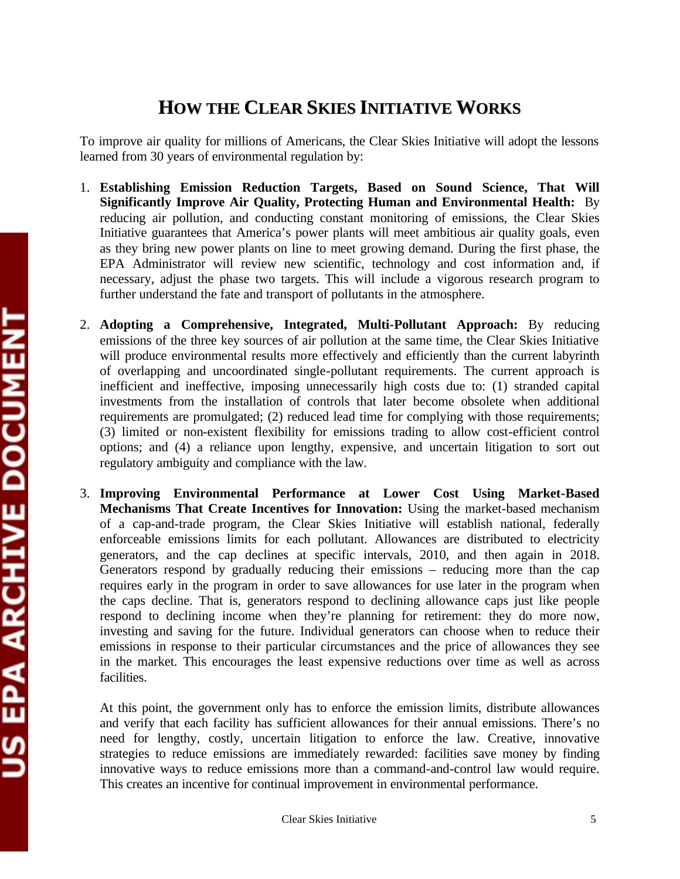# HOW THE CLEAR SKIES INITIATIVE WORKS

To improve air quality for millions of Americans, the Clear Skies Initiative will adopt the lessons learned from 30 years of environmental regulation by:

1. **Establishing Emission Reduction Targets, Based on Sound Science, That Will Significantly Improve Air Quality, Protecting Human and Environmental Health:** By reducing air pollution, and conducting constant monitoring of emissions, the Clear Skies Initiative guarantees that America's power plants will meet ambitious air quality goals, even as they bring new power plants on line to meet growing demand. During the first phase, the EPA Administrator will review new scientific, technology and cost information and, if necessary, adjust the phase two targets. This will include a vigorous research program to further understand the fate and transport of pollutants in the atmosphere.

2. **Adopting a Comprehensive, Integrated, Multi-Pollutant Approach:** By reducing emissions of the three key sources of air pollution at the same time, the Clear Skies Initiative will produce environmental results more effectively and efficiently than the current labyrinth of overlapping and uncoordinated single-pollutant requirements. The current approach is inefficient and ineffective, imposing unnecessarily high costs due to: (1) stranded capital investments from the installation of controls that later become obsolete when additional requirements are promulgated; (2) reduced lead time for complying with those requirements; (3) limited or non-existent flexibility for emissions trading to allow cost-efficient control options; and (4) a reliance upon lengthy, expensive, and uncertain litigation to sort out regulatory ambiguity and compliance with the law.

3. **Improving Environmental Performance at Lower Cost Using Market-Based Mechanisms That Create Incentives for Innovation:** Using the market-based mechanism of a cap-and-trade program, the Clear Skies Initiative will establish national, federally enforceable emissions limits for each pollutant. Allowances are distributed to electricity generators, and the cap declines at specific intervals, 2010, and then again in 2018. Generators respond by gradually reducing their emissions – reducing more than the cap requires early in the program in order to save allowances for use later in the program when the caps decline. That is, generators respond to declining allowance caps just like people respond to declining income when they're planning for retirement: they do more now, investing and saving for the future. Individual generators can choose when to reduce their emissions in response to their particular circumstances and the price of allowances they see in the market. This encourages the least expensive reductions over time as well as across facilities.

   At this point, the government only has to enforce the emission limits, distribute allowances and verify that each facility has sufficient allowances for their annual emissions. There's no need for lengthy, costly, uncertain litigation to enforce the law. Creative, innovative strategies to reduce emissions are immediately rewarded: facilities save money by finding innovative ways to reduce emissions more than a command-and-control law would require. This creates an incentive for continual improvement in environmental performance.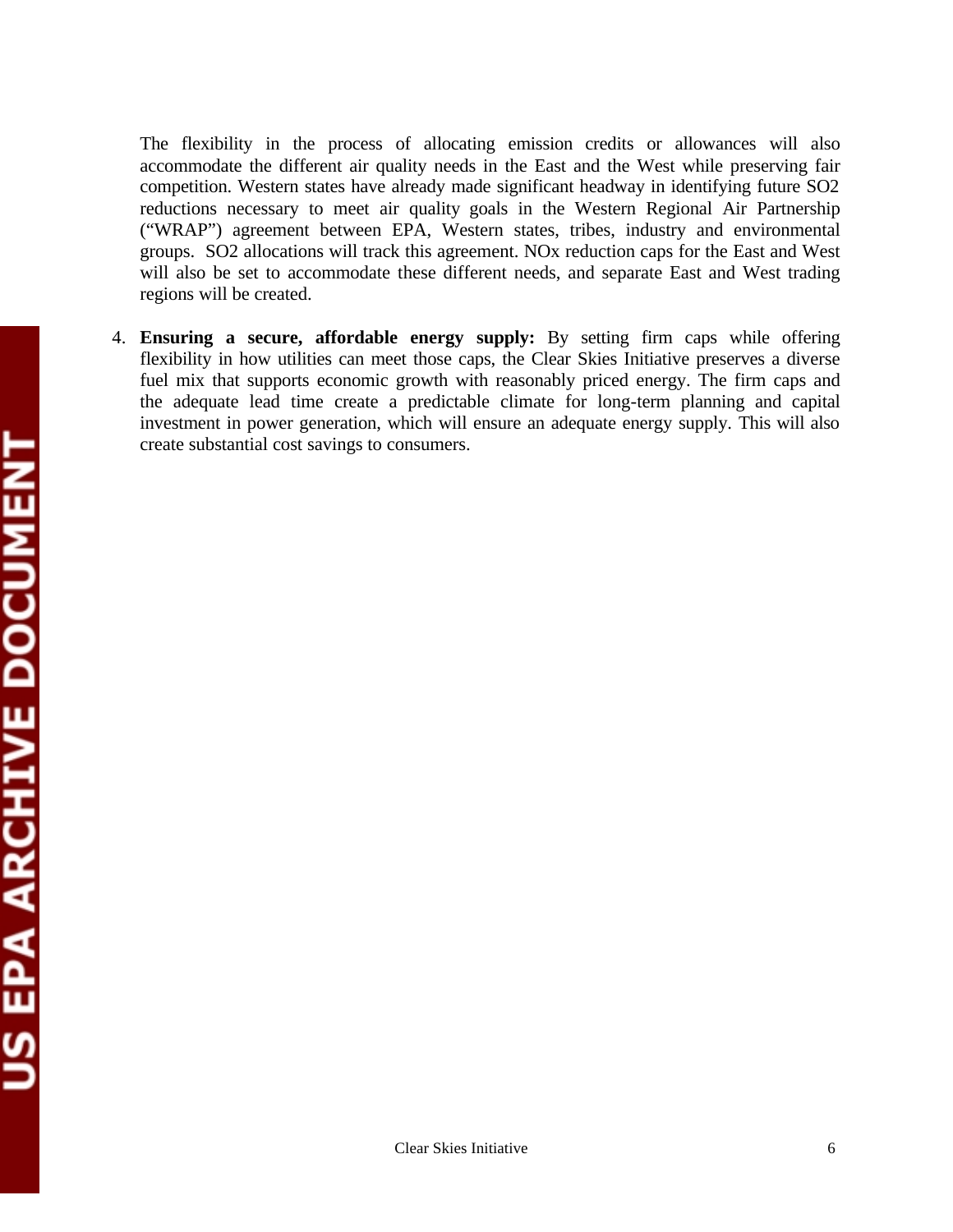The flexibility in the process of allocating emission credits or allowances will also accommodate the different air quality needs in the East and the West while preserving fair competition. Western states have already made significant headway in identifying future $SO_2$ reductions necessary to meet air quality goals in the Western Regional Air Partnership ("WRAP") agreement between EPA, Western states, tribes, industry and environmental groups. $SO_2$ allocations will track this agreement. $NO_x$ reduction caps for the East and West will also be set to accommodate these different needs, and separate East and West trading regions will be created.

4. **Ensuring a secure, affordable energy supply:** By setting firm caps while offering flexibility in how utilities can meet those caps, the Clear Skies Initiative preserves a diverse fuel mix that supports economic growth with reasonably priced energy. The firm caps and the adequate lead time create a predictable climate for long-term planning and capital investment in power generation, which will ensure an adequate energy supply. This will also create substantial cost savings to consumers.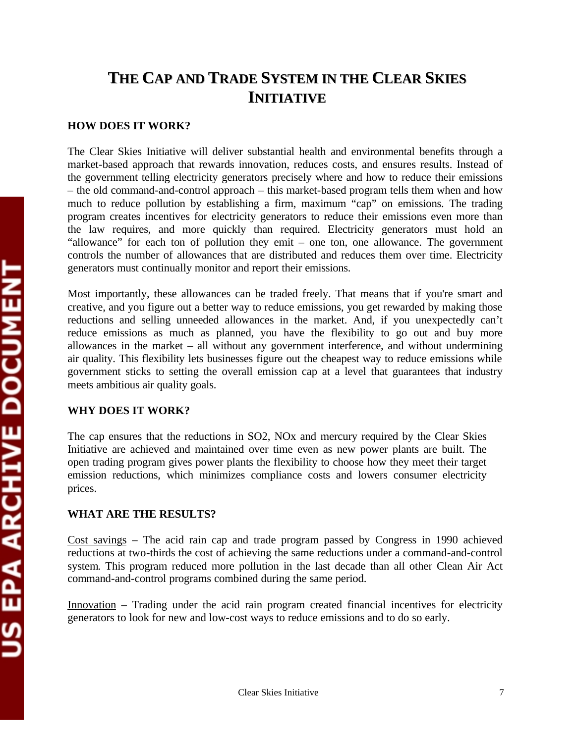# THE CAP AND TRADE SYSTEM IN THE CLEAR SKIES INITIATIVE

**HOW DOES IT WORK?**

The Clear Skies Initiative will deliver substantial health and environmental benefits through a market-based approach that rewards innovation, reduces costs, and ensures results. Instead of the government telling electricity generators precisely where and how to reduce their emissions – the old command-and-control approach – this market-based program tells them when and how much to reduce pollution by establishing a firm, maximum "cap" on emissions. The trading program creates incentives for electricity generators to reduce their emissions even more than the law requires, and more quickly than required. Electricity generators must hold an "allowance" for each ton of pollution they emit – one ton, one allowance. The government controls the number of allowances that are distributed and reduces them over time. Electricity generators must continually monitor and report their emissions.

Most importantly, these allowances can be traded freely. That means that if you're smart and creative, and you figure out a better way to reduce emissions, you get rewarded by making those reductions and selling unneeded allowances in the market. And, if you unexpectedly can't reduce emissions as much as planned, you have the flexibility to go out and buy more allowances in the market – all without any government interference, and without undermining air quality. This flexibility lets businesses figure out the cheapest way to reduce emissions while government sticks to setting the overall emission cap at a level that guarantees that industry meets ambitious air quality goals.

**WHY DOES IT WORK?**

The cap ensures that the reductions in $SO_2$, $NO_x$ and mercury required by the Clear Skies Initiative are achieved and maintained over time even as new power plants are built. The open trading program gives power plants the flexibility to choose how they meet their target emission reductions, which minimizes compliance costs and lowers consumer electricity prices.

**WHAT ARE THE RESULTS?**

Cost savings – The acid rain cap and trade program passed by Congress in 1990 achieved reductions at two-thirds the cost of achieving the same reductions under a command-and-control system. This program reduced more pollution in the last decade than all other Clean Air Act command-and-control programs combined during the same period.

Innovation – Trading under the acid rain program created financial incentives for electricity generators to look for new and low-cost ways to reduce emissions and to do so early.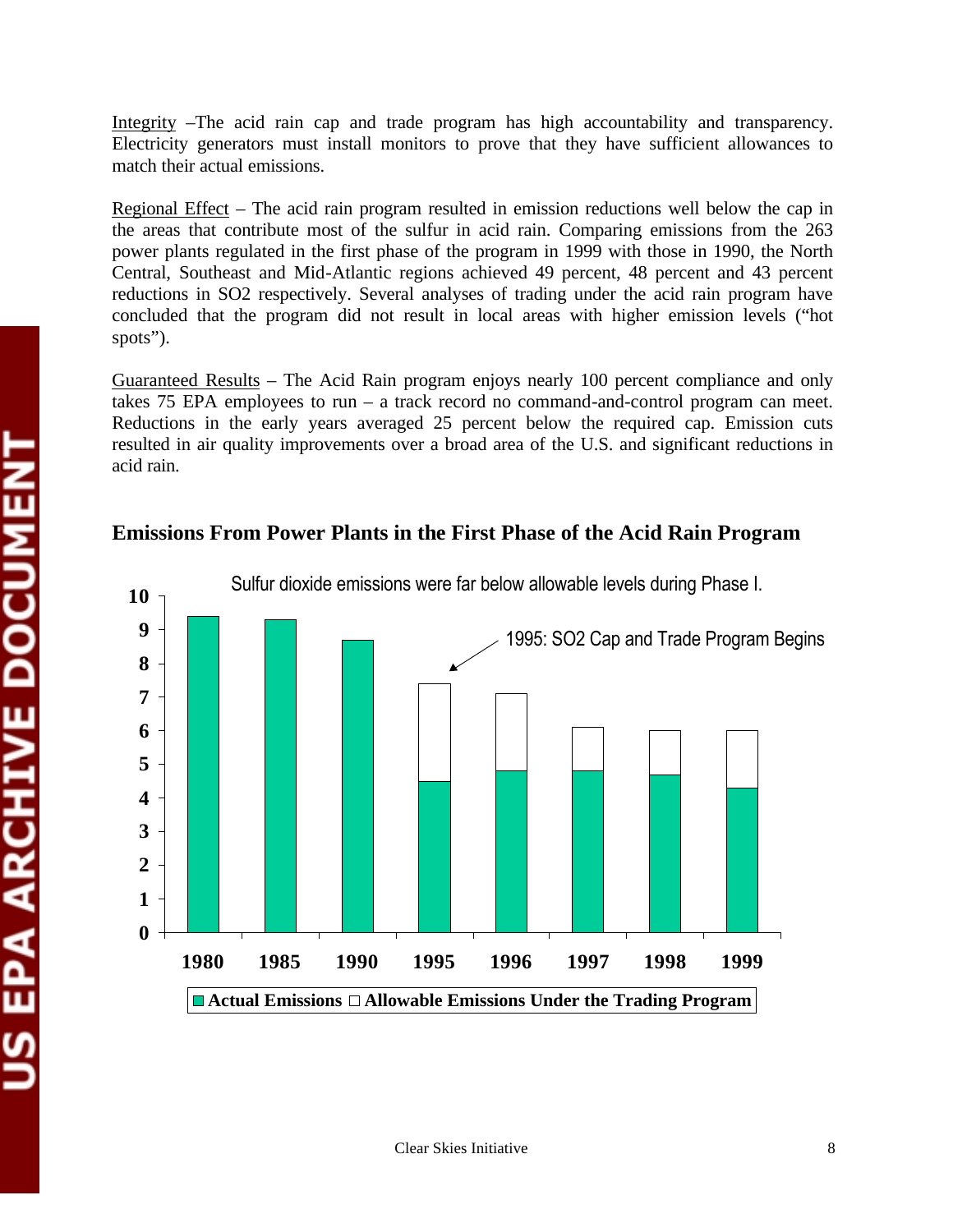Integrity –The acid rain cap and trade program has high accountability and transparency. Electricity generators must install monitors to prove that they have sufficient allowances to match their actual emissions.

Regional Effect – The acid rain program resulted in emission reductions well below the cap in the areas that contribute most of the sulfur in acid rain. Comparing emissions from the 263 power plants regulated in the first phase of the program in 1999 with those in 1990, the North Central, Southeast and Mid-Atlantic regions achieved 49 percent, 48 percent and 43 percent reductions in SO2 respectively. Several analyses of trading under the acid rain program have concluded that the program did not result in local areas with higher emission levels ("hot spots").

Guaranteed Results – The Acid Rain program enjoys nearly 100 percent compliance and only takes 75 EPA employees to run – a track record no command-and-control program can meet. Reductions in the early years averaged 25 percent below the required cap. Emission cuts resulted in air quality improvements over a broad area of the U.S. and significant reductions in acid rain.

### Emissions From Power Plants in the First Phase of the Acid Rain Program

Sulfur dioxide emissions were far below allowable levels during Phase I.

1995: SO2 Cap and Trade Program Begins

■ Actual Emissions □ Allowable Emissions Under the Trading Program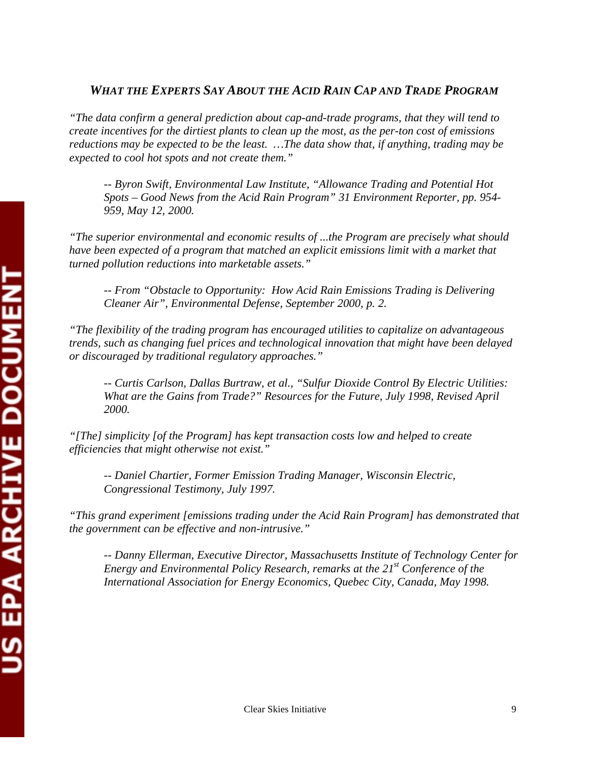## *WHAT THE EXPERTS SAY ABOUT THE ACID RAIN CAP AND TRADE PROGRAM*

*"The data confirm a general prediction about cap-and-trade programs, that they will tend to create incentives for the dirtiest plants to clean up the most, as the per-ton cost of emissions reductions may be expected to be the least. …The data show that, if anything, trading may be expected to cool hot spots and not create them."*

> *-- Byron Swift, Environmental Law Institute, "Allowance Trading and Potential Hot Spots – Good News from the Acid Rain Program" 31 Environment Reporter, pp. 954-959, May 12, 2000.*

*"The superior environmental and economic results of ...the Program are precisely what should have been expected of a program that matched an explicit emissions limit with a market that turned pollution reductions into marketable assets."*

> *-- From "Obstacle to Opportunity: How Acid Rain Emissions Trading is Delivering Cleaner Air", Environmental Defense, September 2000, p. 2.*

*"The flexibility of the trading program has encouraged utilities to capitalize on advantageous trends, such as changing fuel prices and technological innovation that might have been delayed or discouraged by traditional regulatory approaches."*

> *-- Curtis Carlson, Dallas Burtraw, et al., "Sulfur Dioxide Control By Electric Utilities: What are the Gains from Trade?" Resources for the Future, July 1998, Revised April 2000.*

*"[The] simplicity [of the Program] has kept transaction costs low and helped to create efficiencies that might otherwise not exist."*

> *-- Daniel Chartier, Former Emission Trading Manager, Wisconsin Electric, Congressional Testimony, July 1997.*

*"This grand experiment [emissions trading under the Acid Rain Program] has demonstrated that the government can be effective and non-intrusive."*

> *-- Danny Ellerman, Executive Director, Massachusetts Institute of Technology Center for Energy and Environmental Policy Research, remarks at the 21st Conference of the International Association for Energy Economics, Quebec City, Canada, May 1998.*